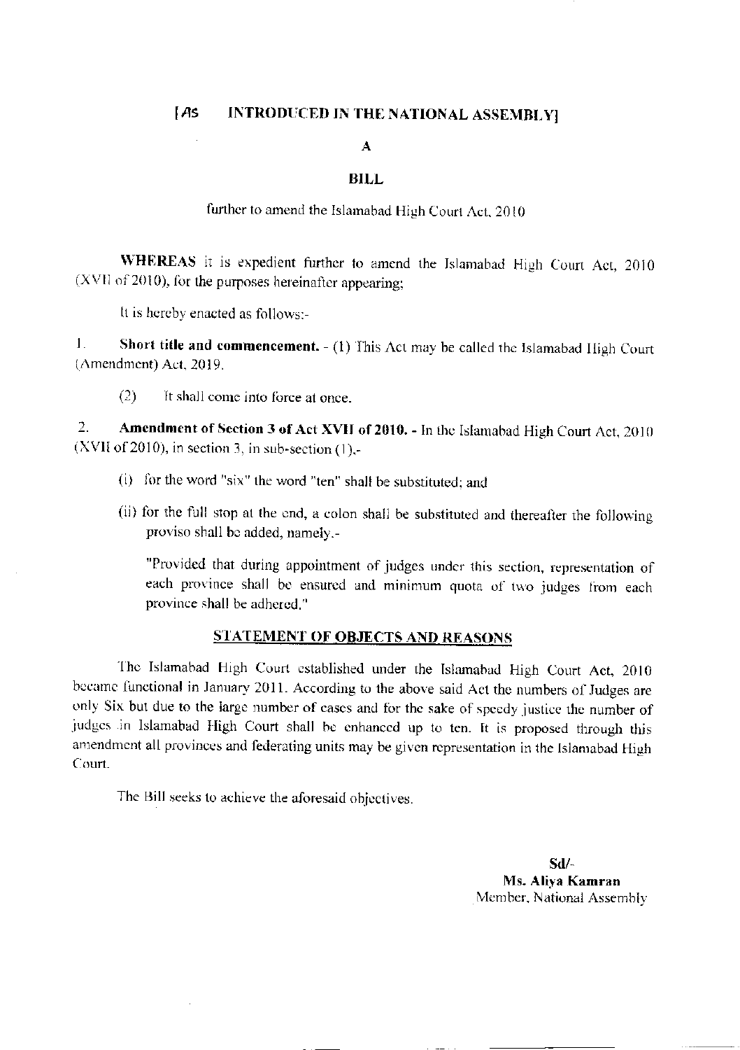**[As INTRODUCED IN THE NATIONAL ASSEMBLY]**

**A**

**BILL**

further to amend the Islamabad High Court Act, 2010

**WHEREAS** it is expedient further to amend the Islamabad High Court Act, 2010 (XVII of 2010), for the purposes hereinafter appearing;

It is hereby enacted as follows:-

1. **Short title and commencement.** - (1) This Act may be called the Islamabad High Court (Amendment) Act, 2019.

   (2) It shall come into force at once.

2. **Amendment of Section 3 of Act XVII of 2010.** - In the Islamabad High Court Act, 2010 (XVII of 2010), in section 3, in sub-section (1),-

   (i) for the word "six" the word "ten" shall be substituted; and

   (ii) for the full stop at the end, a colon shall be substituted and thereafter the following proviso shall be added, namely.-

   "Provided that during appointment of judges under this section, representation of each province shall be ensured and minimum quota of two judges from each province shall be adhered."

## STATEMENT OF OBJECTS AND REASONS

The Islamabad High Court established under the Islamabad High Court Act, 2010 became functional in January 2011. According to the above said Act the numbers of Judges are only Six but due to the large number of cases and for the sake of speedy justice the number of judges in Islamabad High Court shall be enhanced up to ten. It is proposed through this amendment all provinces and federating units may be given representation in the Islamabad High Court.

The Bill seeks to achieve the aforesaid objectives.

**Sd/-**
**Ms. Aliya Kamran**
Member, National Assembly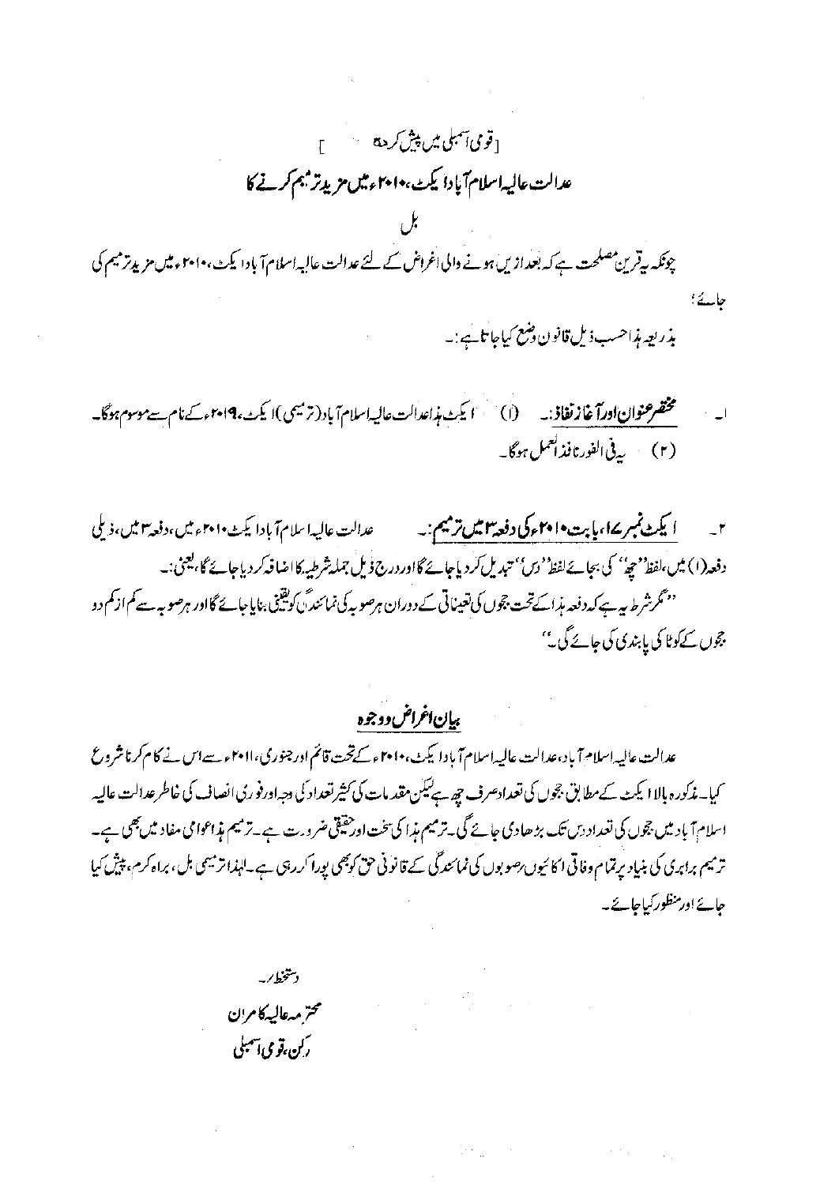[قومی اسمبلی میں پیش کردہ ]

## عدالت عالیہ اسلام آباد ایکٹ، ۲۰۱۰ء میں مزید ترمیم کرنے کا

## بل

چونکہ یہ قرین مصلحت ہے کہ بعدازیں ہونے والی اغراض کے لئے عدالت عالیہ اسلام آباد ایکٹ، ۲۰۱۰ء میں مزید ترمیم کی جائے؛

بذریعہ ہذا حسب ذیل قانون وضع کیا جاتا ہے:۔

۱۔ **مختصر عنوان اور آغاز نفاذ:۔** (۱) ایکٹ ہذا عدالت عالیہ اسلام آباد (ترمیمی) ایکٹ، ۲۰۱۹ء کے نام سے موسوم ہوگا۔

(۲) یہ فی الفور نافذ العمل ہوگا۔

۲۔ **ایکٹ نمبر ۱۷، بابت ۲۰۱۰ء کی دفعہ ۳ میں ترمیم:۔** عدالت عالیہ اسلام آباد ایکٹ ۲۰۱۰ء میں، دفعہ ۳ میں، ذیلی دفعہ (۱) میں، لفظ "چھ" کی بجائے لفظ "دس" تبدیل کر دیا جائے گا اور درج ذیل جملہ شرطیہ کا اضافہ کر دیا جائے گا، یعنی:۔

"مگر شرط یہ ہے کہ دفعہ ہذا کے تحت ججوں کی تعیناتی کے دوران ہر صوبہ کی نمائندگی کو یقینی بنایا جائے گا اور ہر صوبہ سے کم از کم دو ججوں کے کوٹا کی پابندی کی جائے گی۔"

## بیان اغراض و وجوہ

عدالت عالیہ اسلام آباد، عدالت عالیہ اسلام آباد ایکٹ، ۲۰۱۰ء کے تحت قائم اور جنوری، ۲۰۱۱ء سے اس نے کام کرنا شروع کیا۔ مذکورہ بالا ایکٹ کے مطابق ججوں کی تعداد صرف چھ ہے لیکن مقدمات کی کثیر تعداد کی وجہ اور فوری انصاف کی خاطر عدالت عالیہ اسلام آباد میں ججوں کی تعداد دس تک بڑھا دی جائے گی۔ ترمیم ہذا کی سخت اور حقیقی ضرورت ہے۔ ترمیم ہذا عوامی مفاد میں بھی ہے۔ ترمیم برابری کی بنیاد پر تمام وفاقی اکائیوں/صوبوں کی نمائندگی کے قانونی حق کو بھی پورا کر رہی ہے۔ لہذا ترمیمی بل، براہ کرم، پیش کیا جائے اور منظور کیا جائے۔

دستخط/۔

محترمہ عالیہ کامران

رکن، قومی اسمبلی